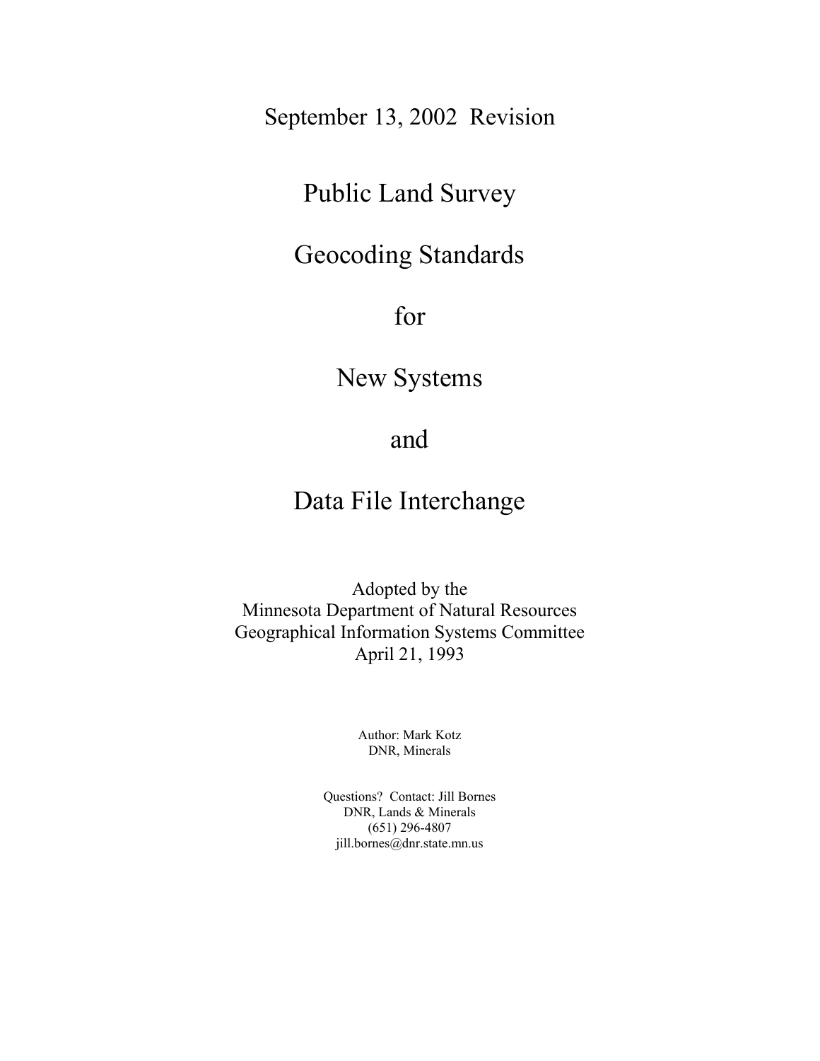September 13, 2002 Revision

# Public Land Survey

# Geocoding Standards

# for

# New Systems

# and

# Data File Interchange

Adopted by the
Minnesota Department of Natural Resources
Geographical Information Systems Committee
April 21, 1993

Author: Mark Kotz
DNR, Minerals

Questions? Contact: Jill Bornes
DNR, Lands & Minerals
(651) 296-4807
jill.bornes@dnr.state.mn.us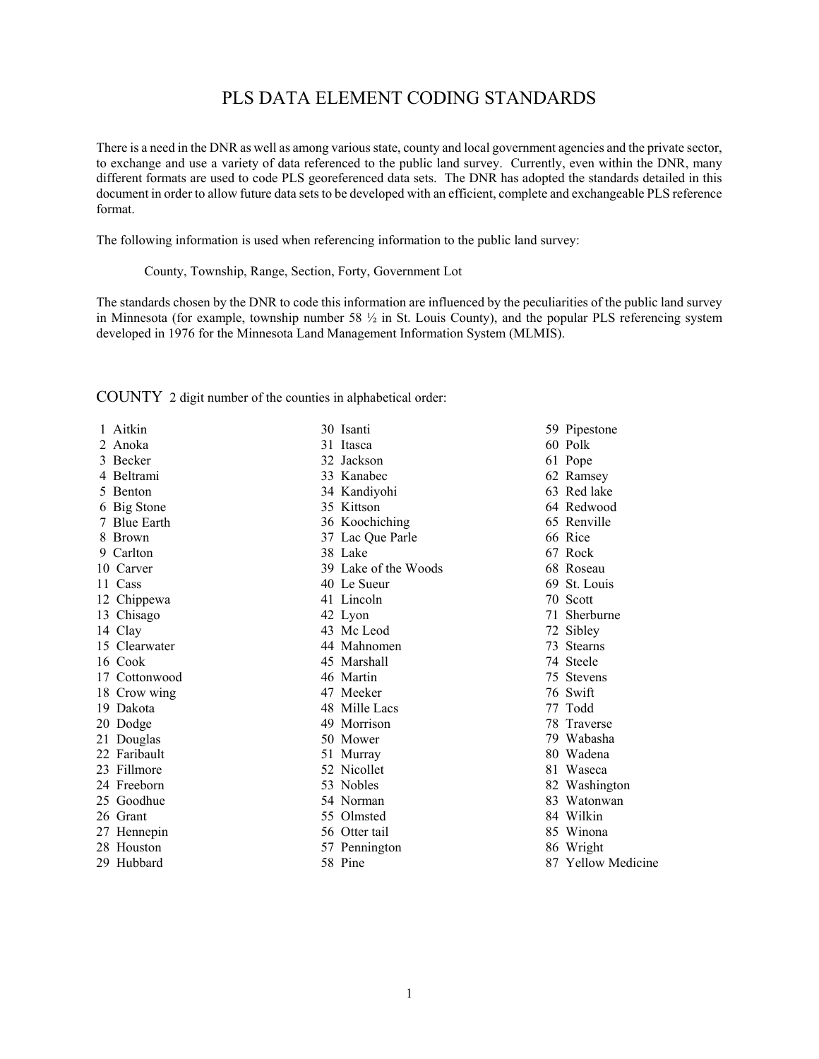# PLS DATA ELEMENT CODING STANDARDS

There is a need in the DNR as well as among various state, county and local government agencies and the private sector, to exchange and use a variety of data referenced to the public land survey. Currently, even within the DNR, many different formats are used to code PLS georeferenced data sets. The DNR has adopted the standards detailed in this document in order to allow future data sets to be developed with an efficient, complete and exchangeable PLS reference format.

The following information is used when referencing information to the public land survey:

County, Township, Range, Section, Forty, Government Lot

The standards chosen by the DNR to code this information are influenced by the peculiarities of the public land survey in Minnesota (for example, township number 58 ½ in St. Louis County), and the popular PLS referencing system developed in 1976 for the Minnesota Land Management Information System (MLMIS).

## COUNTY

2 digit number of the counties in alphabetical order:

1 Aitkin
2 Anoka
3 Becker
4 Beltrami
5 Benton
6 Big Stone
7 Blue Earth
8 Brown
9 Carlton
10 Carver
11 Cass
12 Chippewa
13 Chisago
14 Clay
15 Clearwater
16 Cook
17 Cottonwood
18 Crow wing
19 Dakota
20 Dodge
21 Douglas
22 Faribault
23 Fillmore
24 Freeborn
25 Goodhue
26 Grant
27 Hennepin
28 Houston
29 Hubbard
30 Isanti
31 Itasca
32 Jackson
33 Kanabec
34 Kandiyohi
35 Kittson
36 Koochiching
37 Lac Que Parle
38 Lake
39 Lake of the Woods
40 Le Sueur
41 Lincoln
42 Lyon
43 Mc Leod
44 Mahnomen
45 Marshall
46 Martin
47 Meeker
48 Mille Lacs
49 Morrison
50 Mower
51 Murray
52 Nicollet
53 Nobles
54 Norman
55 Olmsted
56 Otter tail
57 Pennington
58 Pine
59 Pipestone
60 Polk
61 Pope
62 Ramsey
63 Red lake
64 Redwood
65 Renville
66 Rice
67 Rock
68 Roseau
69 St. Louis
70 Scott
71 Sherburne
72 Sibley
73 Stearns
74 Steele
75 Stevens
76 Swift
77 Todd
78 Traverse
79 Wabasha
80 Wadena
81 Waseca
82 Washington
83 Watonwan
84 Wilkin
85 Winona
86 Wright
87 Yellow Medicine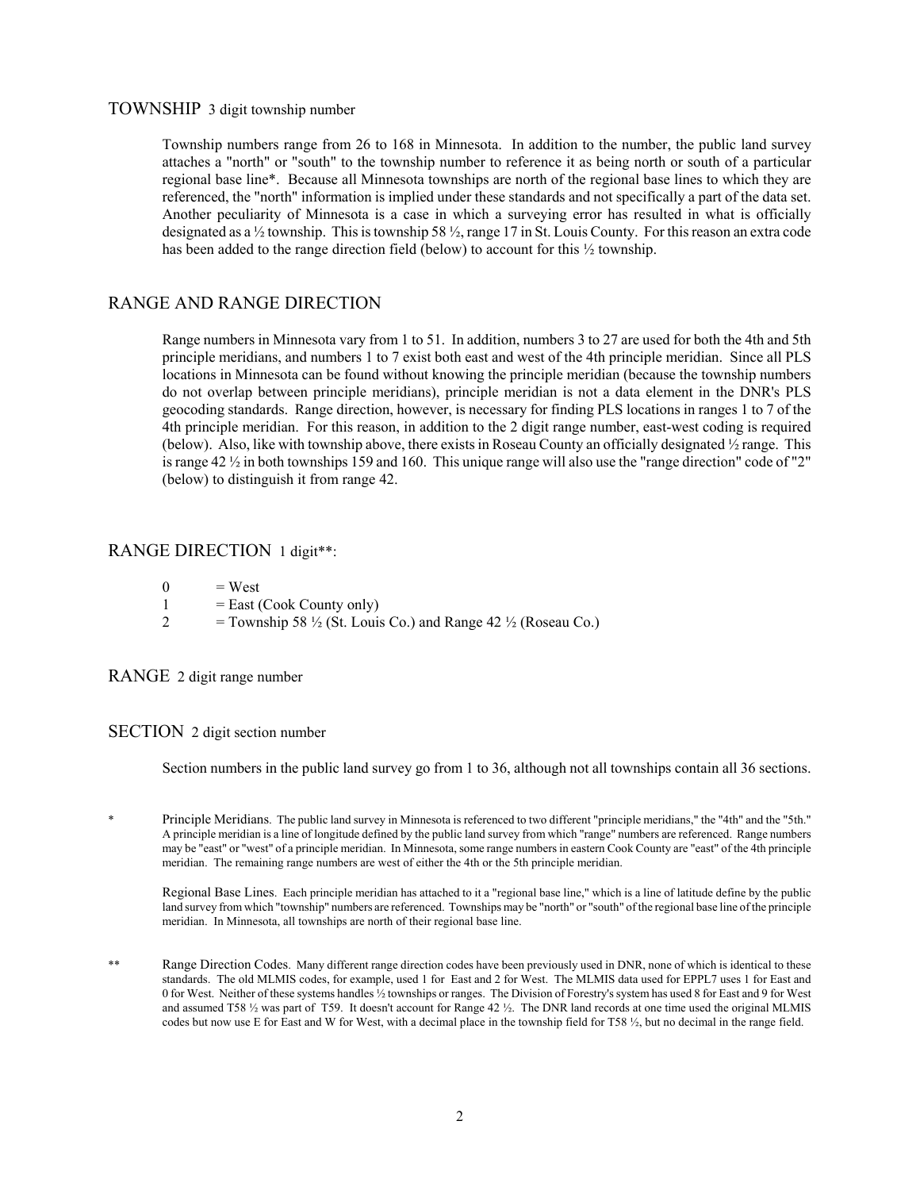## TOWNSHIP 3 digit township number

Township numbers range from 26 to 168 in Minnesota. In addition to the number, the public land survey attaches a "north" or "south" to the township number to reference it as being north or south of a particular regional base line*. Because all Minnesota townships are north of the regional base lines to which they are referenced, the "north" information is implied under these standards and not specifically a part of the data set. Another peculiarity of Minnesota is a case in which a surveying error has resulted in what is officially designated as a ½ township. This is township 58 ½, range 17 in St. Louis County. For this reason an extra code has been added to the range direction field (below) to account for this ½ township.

## RANGE AND RANGE DIRECTION

Range numbers in Minnesota vary from 1 to 51. In addition, numbers 3 to 27 are used for both the 4th and 5th principle meridians, and numbers 1 to 7 exist both east and west of the 4th principle meridian. Since all PLS locations in Minnesota can be found without knowing the principle meridian (because the township numbers do not overlap between principle meridians), principle meridian is not a data element in the DNR's PLS geocoding standards. Range direction, however, is necessary for finding PLS locations in ranges 1 to 7 of the 4th principle meridian. For this reason, in addition to the 2 digit range number, east-west coding is required (below). Also, like with township above, there exists in Roseau County an officially designated ½ range. This is range 42 ½ in both townships 159 and 160. This unique range will also use the "range direction" code of "2" (below) to distinguish it from range 42.

## RANGE DIRECTION 1 digit**:

0 = West
1 = East (Cook County only)
2 = Township 58 ½ (St. Louis Co.) and Range 42 ½ (Roseau Co.)

## RANGE 2 digit range number

## SECTION 2 digit section number

Section numbers in the public land survey go from 1 to 36, although not all townships contain all 36 sections.

\* Principle Meridians. The public land survey in Minnesota is referenced to two different "principle meridians," the "4th" and the "5th." A principle meridian is a line of longitude defined by the public land survey from which "range" numbers are referenced. Range numbers may be "east" or "west" of a principle meridian. In Minnesota, some range numbers in eastern Cook County are "east" of the 4th principle meridian. The remaining range numbers are west of either the 4th or the 5th principle meridian.

Regional Base Lines. Each principle meridian has attached to it a "regional base line," which is a line of latitude define by the public land survey from which "township" numbers are referenced. Townships may be "north" or "south" of the regional base line of the principle meridian. In Minnesota, all townships are north of their regional base line.

\*\* Range Direction Codes. Many different range direction codes have been previously used in DNR, none of which is identical to these standards. The old MLMIS codes, for example, used 1 for East and 2 for West. The MLMIS data used for EPPL7 uses 1 for East and 0 for West. Neither of these systems handles ½ townships or ranges. The Division of Forestry's system has used 8 for East and 9 for West and assumed T58 ½ was part of T59. It doesn't account for Range 42 ½. The DNR land records at one time used the original MLMIS codes but now use E for East and W for West, with a decimal place in the township field for T58 ½, but no decimal in the range field.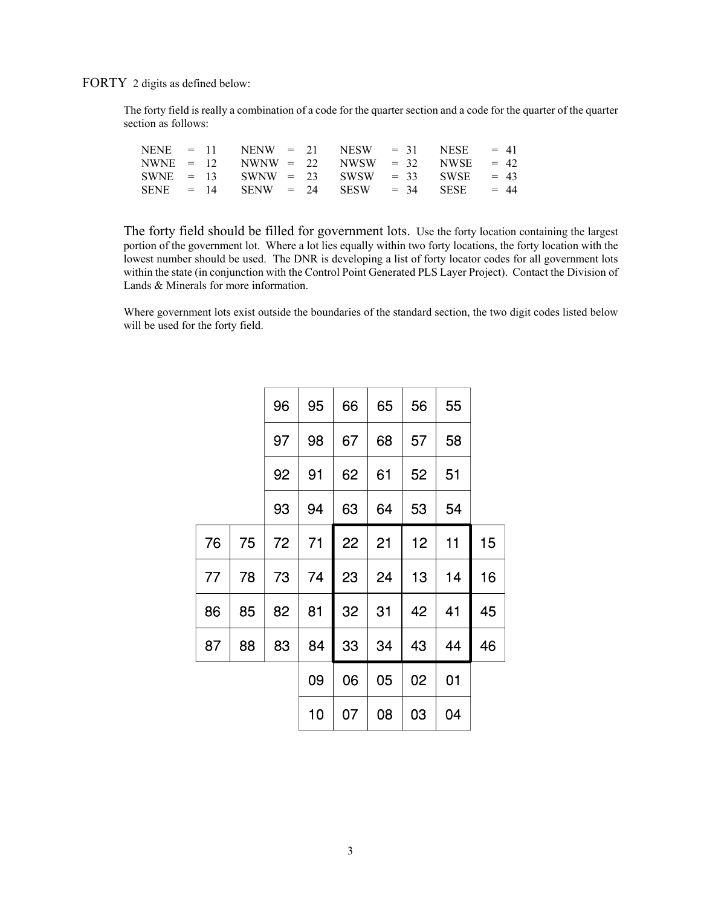FORTY 2 digits as defined below:

The forty field is really a combination of a code for the quarter section and a code for the quarter of the quarter section as follows:

| | | | | | | | | | | |
|---|---|---|---|---|---|---|---|---|---|---|
| NENE | = 11 | | NENW | = 21 | | NESW | = 31 | | NESE | = 41 |
| NWNE | = 12 | | NWNW | = 22 | | NWSW | = 32 | | NWSE | = 42 |
| SWNE | = 13 | | SWNW | = 23 | | SWSW | = 33 | | SWSE | = 43 |
| SENE | = 14 | | SENW | = 24 | | SESW | = 34 | | SESE | = 44 |

The forty field should be filled for government lots. Use the forty location containing the largest portion of the government lot. Where a lot lies equally within two forty locations, the forty location with the lowest number should be used. The DNR is developing a list of forty locator codes for all government lots within the state (in conjunction with the Control Point Generated PLS Layer Project). Contact the Division of Lands & Minerals for more information.

Where government lots exist outside the boundaries of the standard section, the two digit codes listed below will be used for the forty field.

| | | | | | | | | |
|---|---|---|---|---|---|---|---|---|
| | | 96 | 95 | 66 | 65 | 56 | 55 | |
| | | 97 | 98 | 67 | 68 | 57 | 58 | |
| | | 92 | 91 | 62 | 61 | 52 | 51 | |
| | | 93 | 94 | 63 | 64 | 53 | 54 | |
| 76 | 75 | 72 | 71 | 22 | 21 | 12 | 11 | 15 |
| 77 | 78 | 73 | 74 | 23 | 24 | 13 | 14 | 16 |
| 86 | 85 | 82 | 81 | 32 | 31 | 42 | 41 | 45 |
| 87 | 88 | 83 | 84 | 33 | 34 | 43 | 44 | 46 |
| | | | 09 | 06 | 05 | 02 | 01 | |
| | | | 10 | 07 | 08 | 03 | 04 | |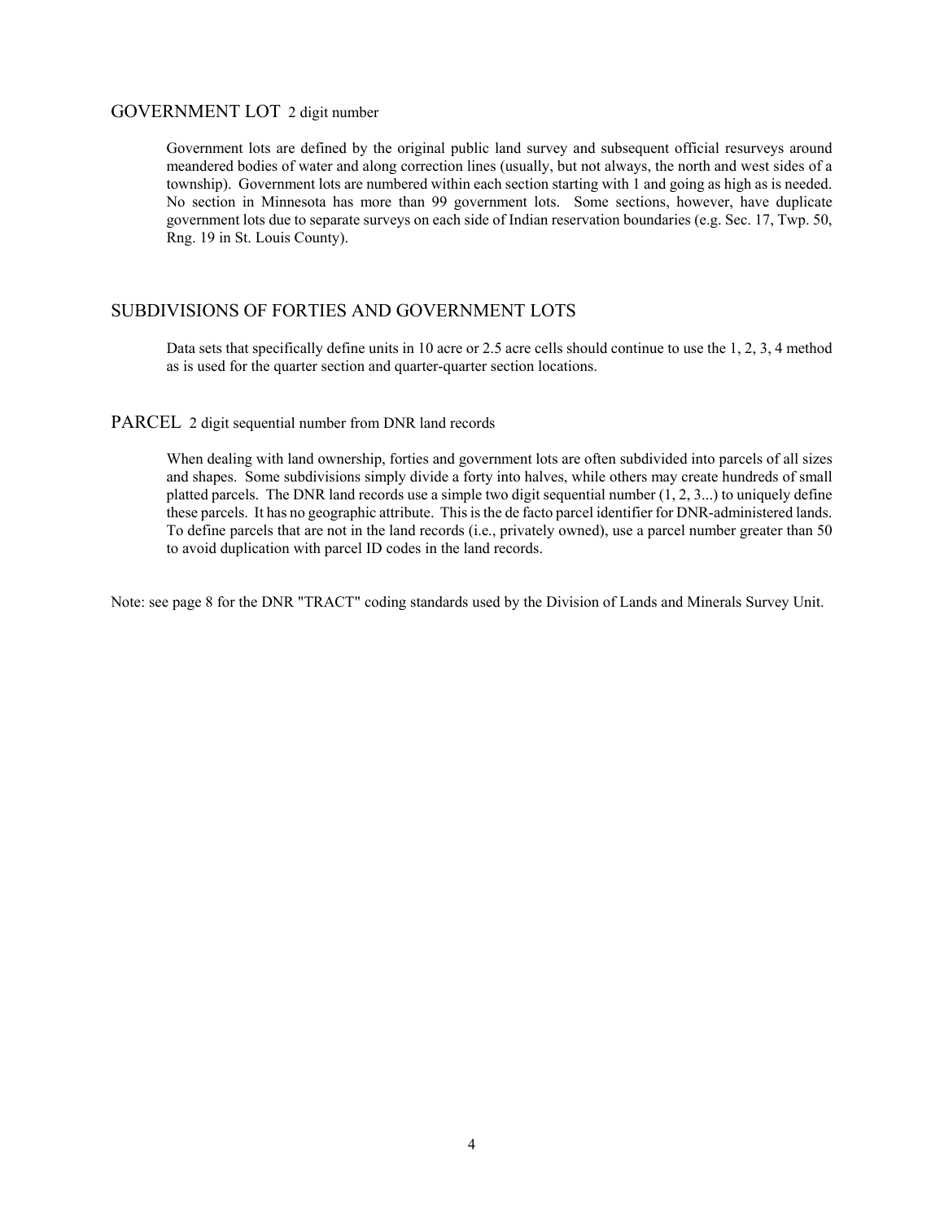## GOVERNMENT LOT 2 digit number

Government lots are defined by the original public land survey and subsequent official resurveys around meandered bodies of water and along correction lines (usually, but not always, the north and west sides of a township). Government lots are numbered within each section starting with 1 and going as high as is needed. No section in Minnesota has more than 99 government lots. Some sections, however, have duplicate government lots due to separate surveys on each side of Indian reservation boundaries (e.g. Sec. 17, Twp. 50, Rng. 19 in St. Louis County).

## SUBDIVISIONS OF FORTIES AND GOVERNMENT LOTS

Data sets that specifically define units in 10 acre or 2.5 acre cells should continue to use the 1, 2, 3, 4 method as is used for the quarter section and quarter-quarter section locations.

## PARCEL 2 digit sequential number from DNR land records

When dealing with land ownership, forties and government lots are often subdivided into parcels of all sizes and shapes. Some subdivisions simply divide a forty into halves, while others may create hundreds of small platted parcels. The DNR land records use a simple two digit sequential number (1, 2, 3...) to uniquely define these parcels. It has no geographic attribute. This is the de facto parcel identifier for DNR-administered lands. To define parcels that are not in the land records (i.e., privately owned), use a parcel number greater than 50 to avoid duplication with parcel ID codes in the land records.

Note: see page 8 for the DNR "TRACT" coding standards used by the Division of Lands and Minerals Survey Unit.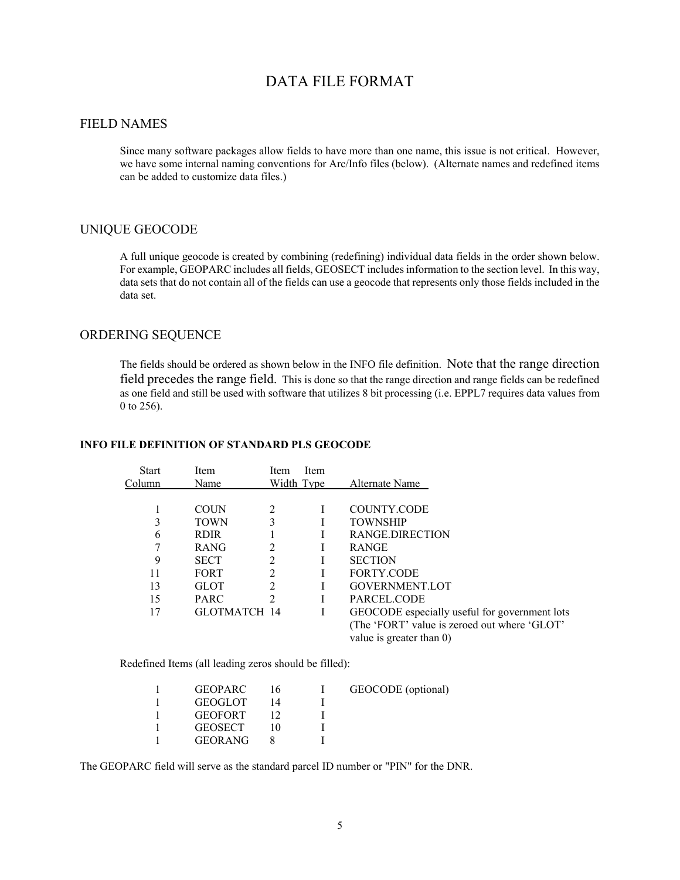# DATA FILE FORMAT

## FIELD NAMES

Since many software packages allow fields to have more than one name, this issue is not critical. However, we have some internal naming conventions for Arc/Info files (below). (Alternate names and redefined items can be added to customize data files.)

## UNIQUE GEOCODE

A full unique geocode is created by combining (redefining) individual data fields in the order shown below. For example, GEOPARC includes all fields, GEOSECT includes information to the section level. In this way, data sets that do not contain all of the fields can use a geocode that represents only those fields included in the data set.

## ORDERING SEQUENCE

The fields should be ordered as shown below in the INFO file definition. Note that the range direction field precedes the range field. This is done so that the range direction and range fields can be redefined as one field and still be used with software that utilizes 8 bit processing (i.e. EPPL7 requires data values from 0 to 256).

**INFO FILE DEFINITION OF STANDARD PLS GEOCODE**

| Start Column | Item Name | Item Width | Item Type | Alternate Name |
|---|---|---|---|---|
| 1 | COUN | 2 | I | COUNTY.CODE |
| 3 | TOWN | 3 | I | TOWNSHIP |
| 6 | RDIR | 1 | I | RANGE.DIRECTION |
| 7 | RANG | 2 | I | RANGE |
| 9 | SECT | 2 | I | SECTION |
| 11 | FORT | 2 | I | FORTY.CODE |
| 13 | GLOT | 2 | I | GOVERNMENT.LOT |
| 15 | PARC | 2 | I | PARCEL.CODE |
| 17 | GLOTMATCH | 14 | I | GEOCODE especially useful for government lots (The 'FORT' value is zeroed out where 'GLOT' value is greater than 0) |

Redefined Items (all leading zeros should be filled):

| Start Column | Item Name | Item Width | Item Type | Alternate Name |
|---|---|---|---|---|
| 1 | GEOPARC | 16 | I | GEOCODE (optional) |
| 1 | GEOGLOT | 14 | I | |
| 1 | GEOFORT | 12 | I | |
| 1 | GEOSECT | 10 | I | |
| 1 | GEORANG | 8 | I | |

The GEOPARC field will serve as the standard parcel ID number or "PIN" for the DNR.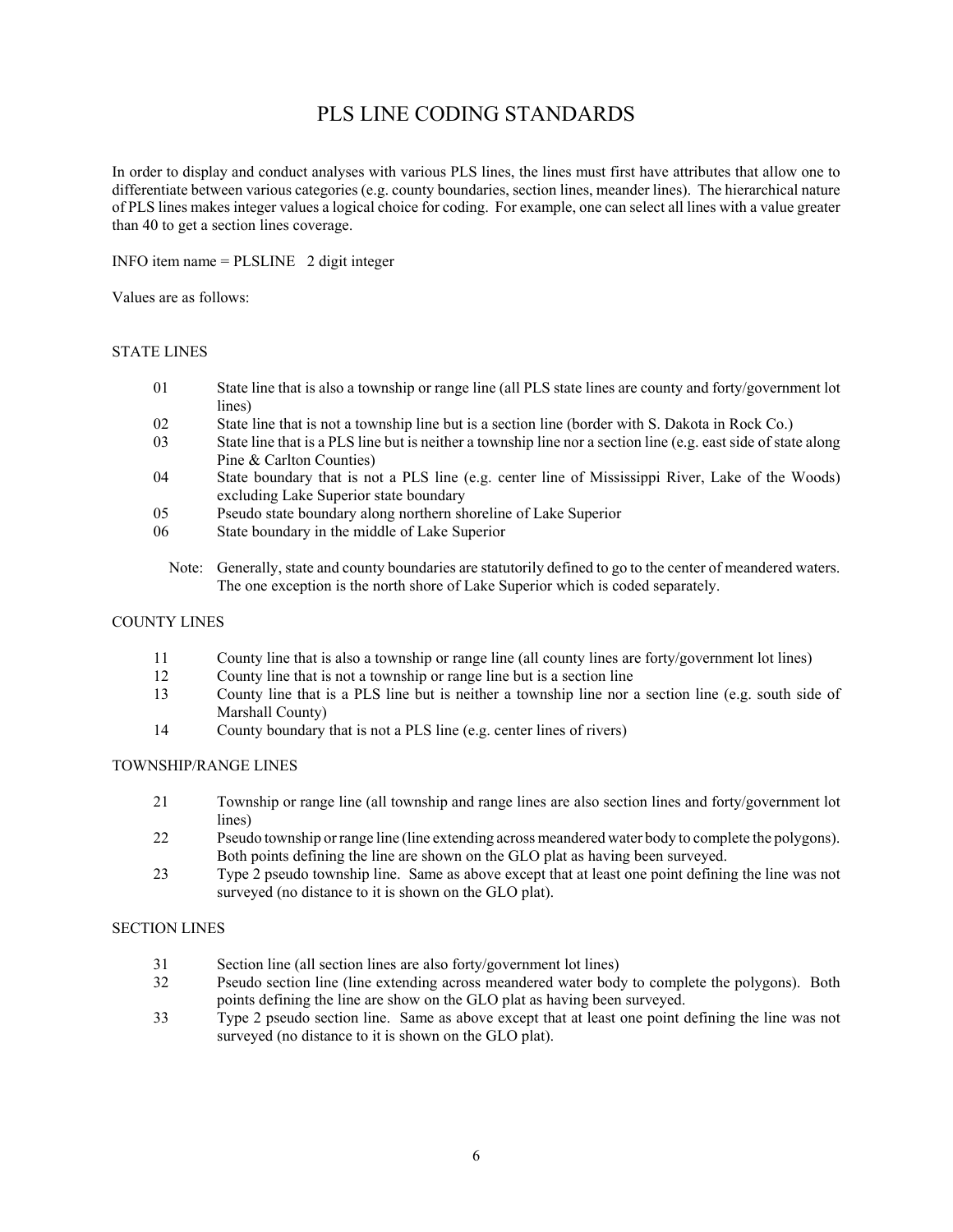# PLS LINE CODING STANDARDS

In order to display and conduct analyses with various PLS lines, the lines must first have attributes that allow one to differentiate between various categories (e.g. county boundaries, section lines, meander lines). The hierarchical nature of PLS lines makes integer values a logical choice for coding. For example, one can select all lines with a value greater than 40 to get a section lines coverage.

INFO item name = PLSLINE 2 digit integer

Values are as follows:

## STATE LINES

- 01 State line that is also a township or range line (all PLS state lines are county and forty/government lot lines)
- 02 State line that is not a township line but is a section line (border with S. Dakota in Rock Co.)
- 03 State line that is a PLS line but is neither a township line nor a section line (e.g. east side of state along Pine & Carlton Counties)
- 04 State boundary that is not a PLS line (e.g. center line of Mississippi River, Lake of the Woods) excluding Lake Superior state boundary
- 05 Pseudo state boundary along northern shoreline of Lake Superior
- 06 State boundary in the middle of Lake Superior

Note: Generally, state and county boundaries are statutorily defined to go to the center of meandered waters. The one exception is the north shore of Lake Superior which is coded separately.

## COUNTY LINES

- 11 County line that is also a township or range line (all county lines are forty/government lot lines)
- 12 County line that is not a township or range line but is a section line
- 13 County line that is a PLS line but is neither a township line nor a section line (e.g. south side of Marshall County)
- 14 County boundary that is not a PLS line (e.g. center lines of rivers)

## TOWNSHIP/RANGE LINES

- 21 Township or range line (all township and range lines are also section lines and forty/government lot lines)
- 22 Pseudo township or range line (line extending across meandered water body to complete the polygons). Both points defining the line are shown on the GLO plat as having been surveyed.
- 23 Type 2 pseudo township line. Same as above except that at least one point defining the line was not surveyed (no distance to it is shown on the GLO plat).

## SECTION LINES

- 31 Section line (all section lines are also forty/government lot lines)
- 32 Pseudo section line (line extending across meandered water body to complete the polygons). Both points defining the line are show on the GLO plat as having been surveyed.
- 33 Type 2 pseudo section line. Same as above except that at least one point defining the line was not surveyed (no distance to it is shown on the GLO plat).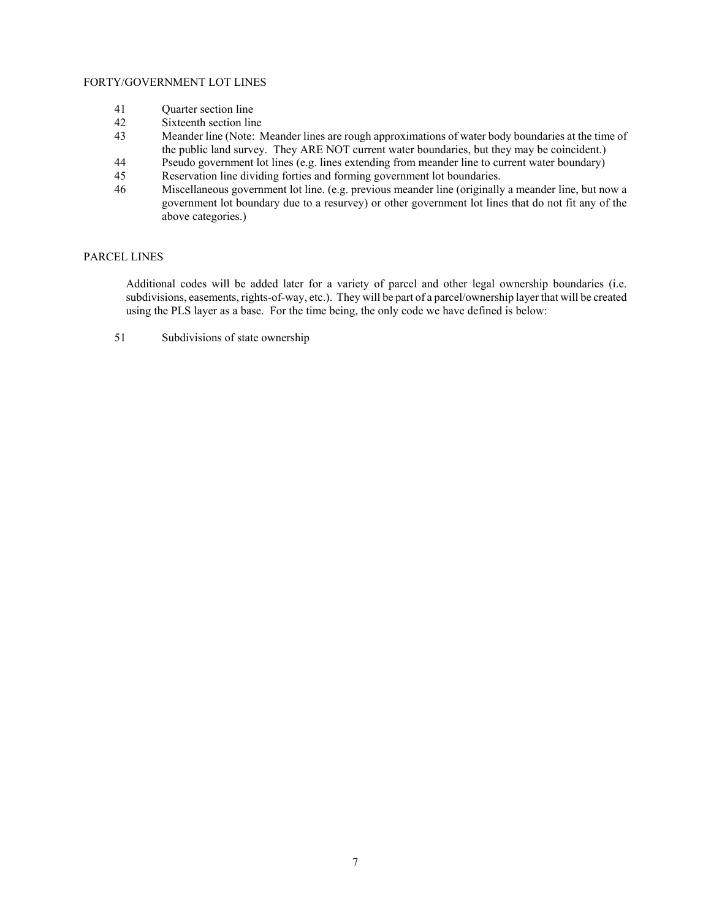## FORTY/GOVERNMENT LOT LINES

| Code | Description |
|---|---|
| 41 | Quarter section line |
| 42 | Sixteenth section line |
| 43 | Meander line (Note: Meander lines are rough approximations of water body boundaries at the time of the public land survey. They ARE NOT current water boundaries, but they may be coincident.) |
| 44 | Pseudo government lot lines (e.g. lines extending from meander line to current water boundary) |
| 45 | Reservation line dividing forties and forming government lot boundaries. |
| 46 | Miscellaneous government lot line. (e.g. previous meander line (originally a meander line, but now a government lot boundary due to a resurvey) or other government lot lines that do not fit any of the above categories.) |

## PARCEL LINES

Additional codes will be added later for a variety of parcel and other legal ownership boundaries (i.e. subdivisions, easements, rights-of-way, etc.). They will be part of a parcel/ownership layer that will be created using the PLS layer as a base. For the time being, the only code we have defined is below:

| Code | Description |
|---|---|
| 51 | Subdivisions of state ownership |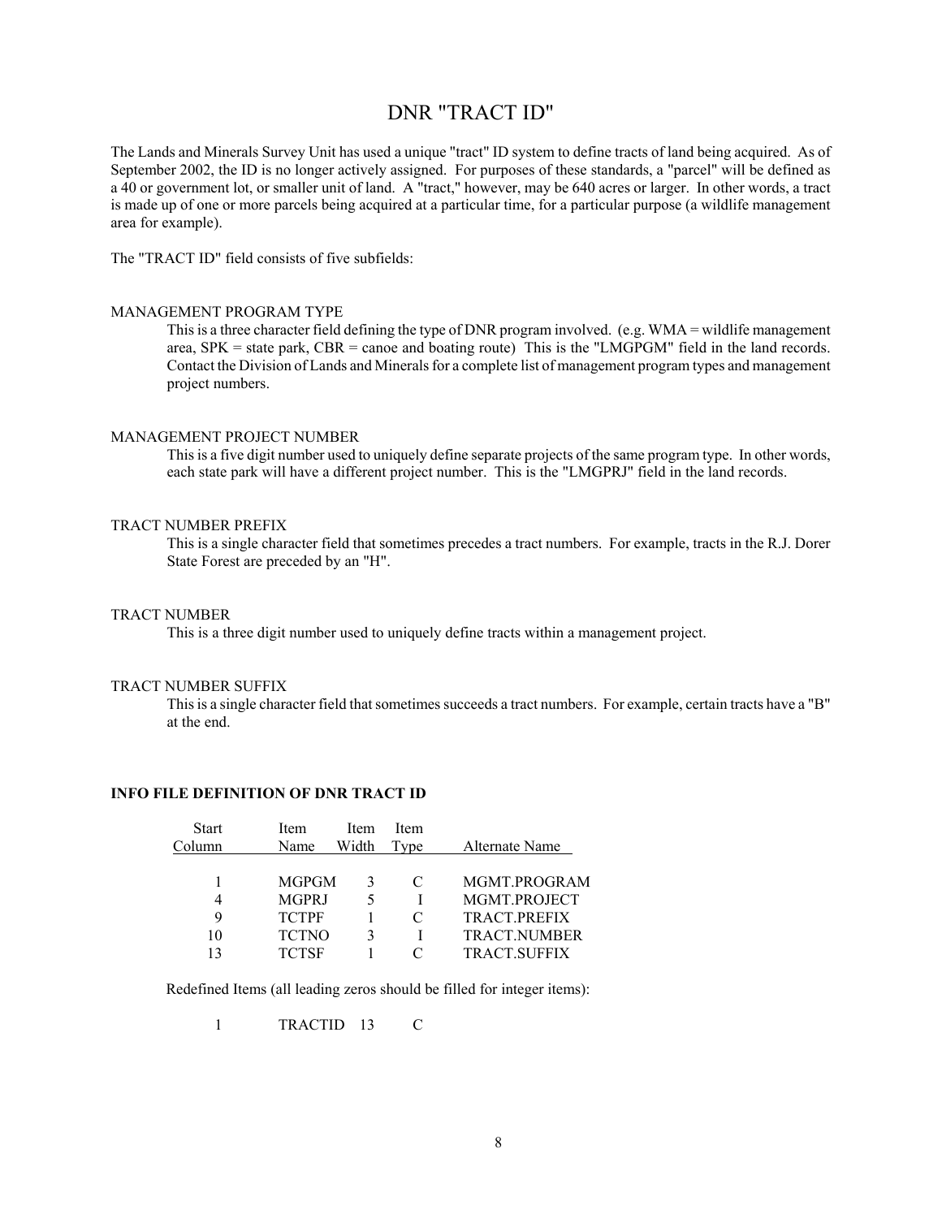# DNR "TRACT ID"

The Lands and Minerals Survey Unit has used a unique "tract" ID system to define tracts of land being acquired. As of September 2002, the ID is no longer actively assigned. For purposes of these standards, a "parcel" will be defined as a 40 or government lot, or smaller unit of land. A "tract," however, may be 640 acres or larger. In other words, a tract is made up of one or more parcels being acquired at a particular time, for a particular purpose (a wildlife management area for example).

The "TRACT ID" field consists of five subfields:

MANAGEMENT PROGRAM TYPE

This is a three character field defining the type of DNR program involved. (e.g. WMA = wildlife management area, SPK = state park, CBR = canoe and boating route) This is the "LMGPGM" field in the land records. Contact the Division of Lands and Minerals for a complete list of management program types and management project numbers.

MANAGEMENT PROJECT NUMBER

This is a five digit number used to uniquely define separate projects of the same program type. In other words, each state park will have a different project number. This is the "LMGPRJ" field in the land records.

TRACT NUMBER PREFIX

This is a single character field that sometimes precedes a tract numbers. For example, tracts in the R.J. Dorer State Forest are preceded by an "H".

TRACT NUMBER

This is a three digit number used to uniquely define tracts within a management project.

TRACT NUMBER SUFFIX

This is a single character field that sometimes succeeds a tract numbers. For example, certain tracts have a "B" at the end.

**INFO FILE DEFINITION OF DNR TRACT ID**

| Start Column | Item Name | Item Width | Item Type | Alternate Name |
|---|---|---|---|---|
| 1 | MGPGM | 3 | C | MGMT.PROGRAM |
| 4 | MGPRJ | 5 | I | MGMT.PROJECT |
| 9 | TCTPF | 1 | C | TRACT.PREFIX |
| 10 | TCTNO | 3 | I | TRACT.NUMBER |
| 13 | TCTSF | 1 | C | TRACT.SUFFIX |

Redefined Items (all leading zeros should be filled for integer items):

| | | | |
|---|---|---|---|
| 1 | TRACTID | 13 | C |